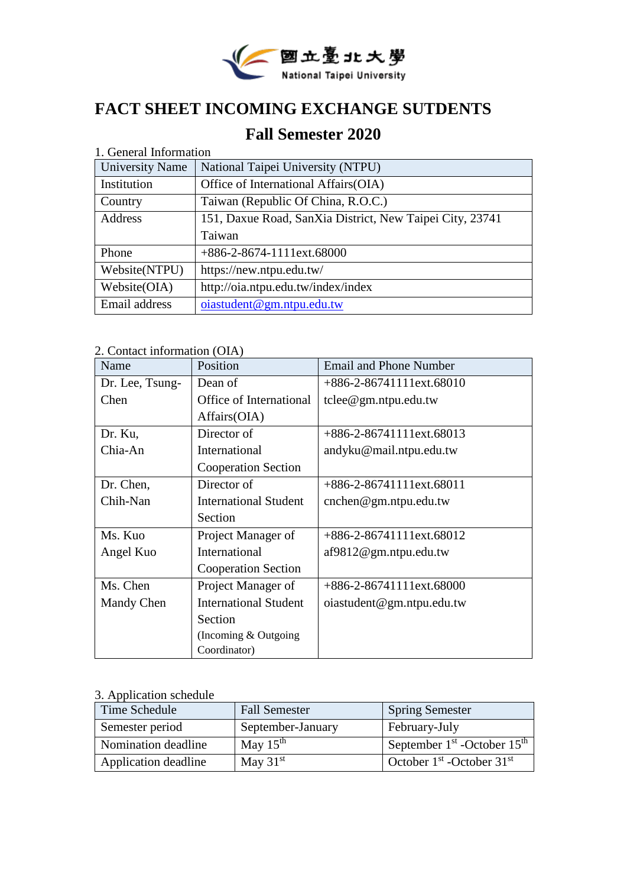國立臺北大學 National Taipei University

# FACT SHEET INCOMING EXCHANGE SUTDENTS

## Fall Semester 2020

1. General Information

| University Name | National Taipei University (NTPU) |
|---|---|
| Institution | Office of International Affairs(OIA) |
| Country | Taiwan (Republic Of China, R.O.C.) |
| Address | 151, Daxue Road, SanXia District, New Taipei City, 23741 Taiwan |
| Phone | +886-2-8674-1111ext.68000 |
| Website(NTPU) | https://new.ntpu.edu.tw/ |
| Website(OIA) | http://oia.ntpu.edu.tw/index/index |
| Email address | oiastudent@gm.ntpu.edu.tw |

2. Contact information (OIA)

| Name | Position | Email and Phone Number |
|---|---|---|
| Dr. Lee, Tsung-Chen | Dean of Office of International Affairs(OIA) | +886-2-86741111ext.68010 tclee@gm.ntpu.edu.tw |
| Dr. Ku, Chia-An | Director of International Cooperation Section | +886-2-86741111ext.68013 andyku@mail.ntpu.edu.tw |
| Dr. Chen, Chih-Nan | Director of International Student Section | +886-2-86741111ext.68011 cnchen@gm.ntpu.edu.tw |
| Ms. Kuo Angel Kuo | Project Manager of International Cooperation Section | +886-2-86741111ext.68012 af9812@gm.ntpu.edu.tw |
| Ms. Chen Mandy Chen | Project Manager of International Student Section (Incoming & Outgoing Coordinator) | +886-2-86741111ext.68000 oiastudent@gm.ntpu.edu.tw |

3. Application schedule

| Time Schedule | Fall Semester | Spring Semester |
|---|---|---|
| Semester period | September-January | February-July |
| Nomination deadline | May 15th | September 1st -October 15th |
| Application deadline | May 31st | October 1st -October 31st |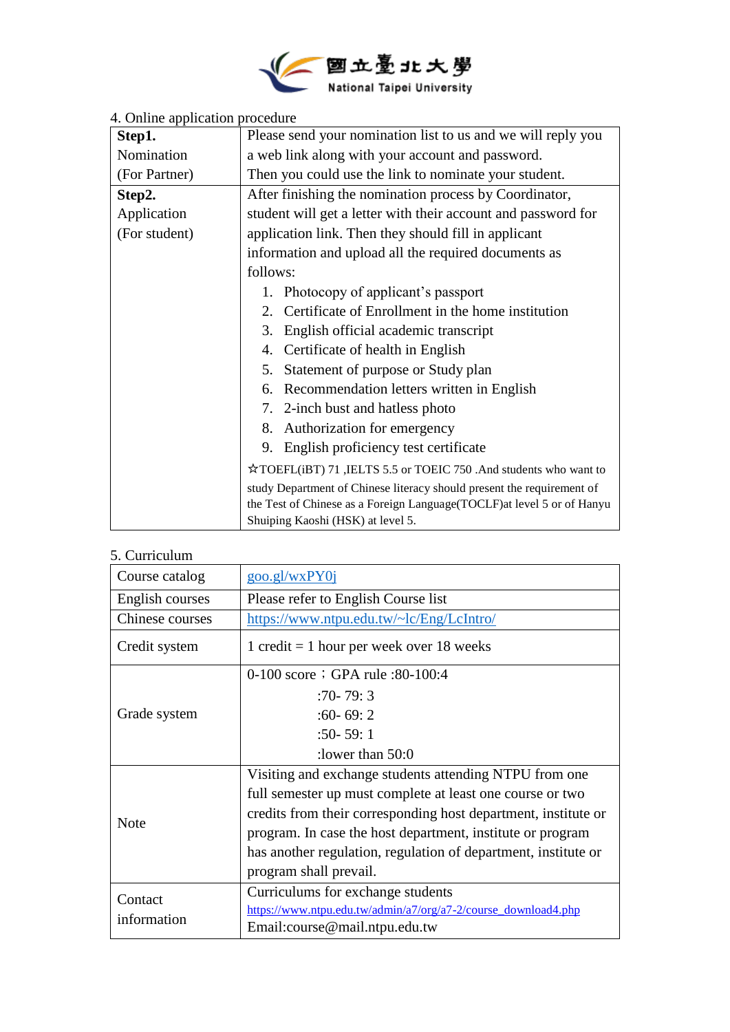4. Online application procedure

| | |
|---|---|
| **Step1.** Nomination (For Partner) | Please send your nomination list to us and we will reply you a web link along with your account and password. Then you could use the link to nominate your student. |
| **Step2.** Application (For student) | After finishing the nomination process by Coordinator, student will get a letter with their account and password for application link. Then they should fill in applicant information and upload all the required documents as follows:<br>1. Photocopy of applicant's passport<br>2. Certificate of Enrollment in the home institution<br>3. English official academic transcript<br>4. Certificate of health in English<br>5. Statement of purpose or Study plan<br>6. Recommendation letters written in English<br>7. 2-inch bust and hatless photo<br>8. Authorization for emergency<br>9. English proficiency test certificate<br>☆TOEFL(iBT) 71 ,IELTS 5.5 or TOEIC 750 .And students who want to study Department of Chinese literacy should present the requirement of the Test of Chinese as a Foreign Language(TOCLF)at level 5 or of Hanyu Shuiping Kaoshi (HSK) at level 5. |

5. Curriculum

| | |
|---|---|
| Course catalog | goo.gl/wxPY0j |
| English courses | Please refer to English Course list |
| Chinese courses | https://www.ntpu.edu.tw/~lc/Eng/LcIntro/ |
| Credit system | 1 credit = 1 hour per week over 18 weeks |
| Grade system | 0-100 score；GPA rule :80-100:4<br>:70- 79: 3<br>:60- 69: 2<br>:50- 59: 1<br>:lower than 50:0 |
| Note | Visiting and exchange students attending NTPU from one full semester up must complete at least one course or two credits from their corresponding host department, institute or program. In case the host department, institute or program has another regulation, regulation of department, institute or program shall prevail. |
| Contact information | Curriculums for exchange students<br>https://www.ntpu.edu.tw/admin/a7/org/a7-2/course_download4.php<br>Email:course@mail.ntpu.edu.tw |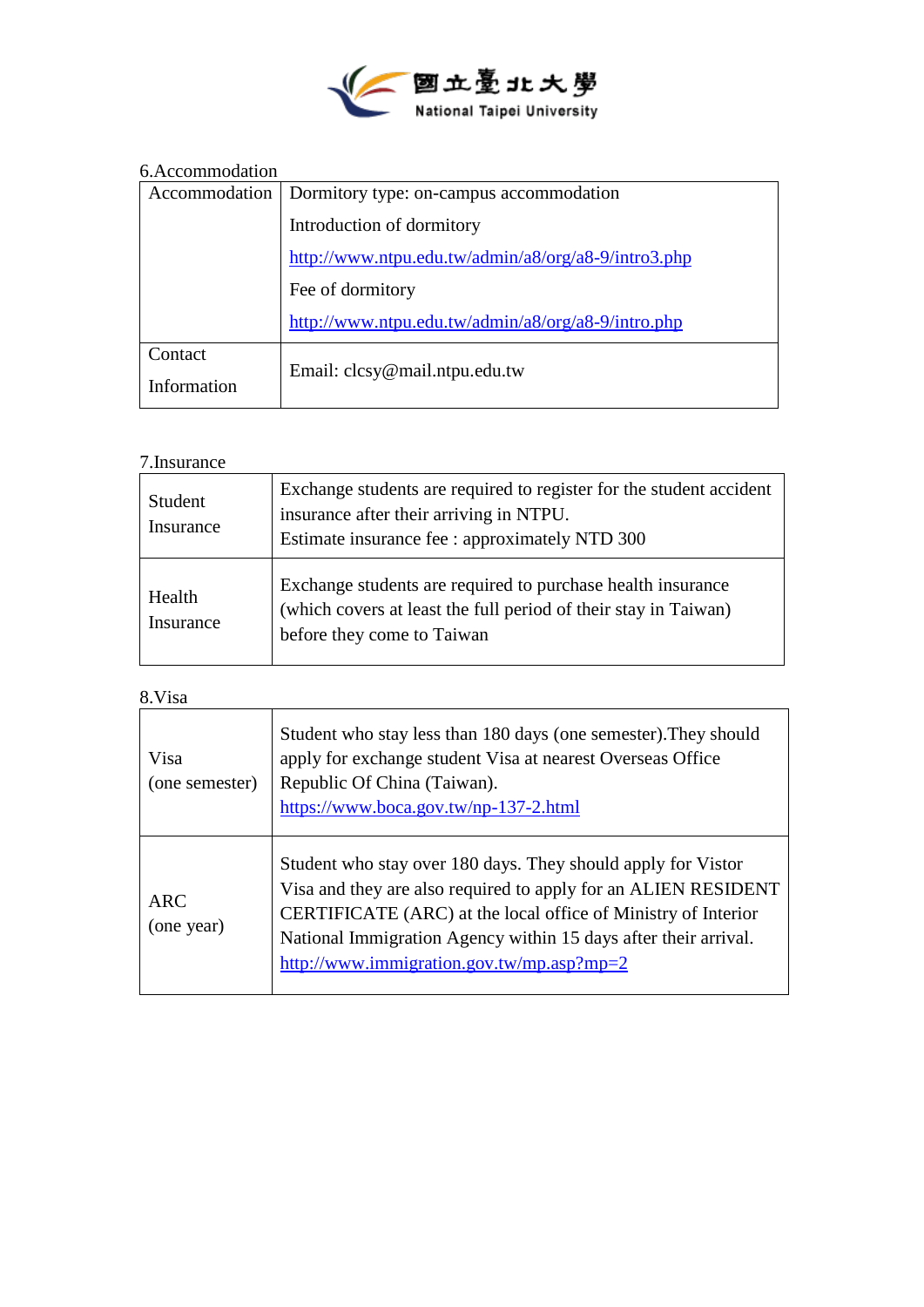6.Accommodation

| | |
|---|---|
| Accommodation | Dormitory type: on-campus accommodation<br>Introduction of dormitory<br>http://www.ntpu.edu.tw/admin/a8/org/a8-9/intro3.php<br>Fee of dormitory<br>http://www.ntpu.edu.tw/admin/a8/org/a8-9/intro.php |
| Contact Information | Email: clcsy@mail.ntpu.edu.tw |

7.Insurance

| | |
|---|---|
| Student Insurance | Exchange students are required to register for the student accident insurance after their arriving in NTPU.<br>Estimate insurance fee : approximately NTD 300 |
| Health Insurance | Exchange students are required to purchase health insurance (which covers at least the full period of their stay in Taiwan) before they come to Taiwan |

8.Visa

| | |
|---|---|
| Visa (one semester) | Student who stay less than 180 days (one semester).They should apply for exchange student Visa at nearest Overseas Office Republic Of China (Taiwan).<br>https://www.boca.gov.tw/np-137-2.html |
| ARC (one year) | Student who stay over 180 days. They should apply for Vistor Visa and they are also required to apply for an ALIEN RESIDENT CERTIFICATE (ARC) at the local office of Ministry of Interior National Immigration Agency within 15 days after their arrival.<br>http://www.immigration.gov.tw/mp.asp?mp=2 |